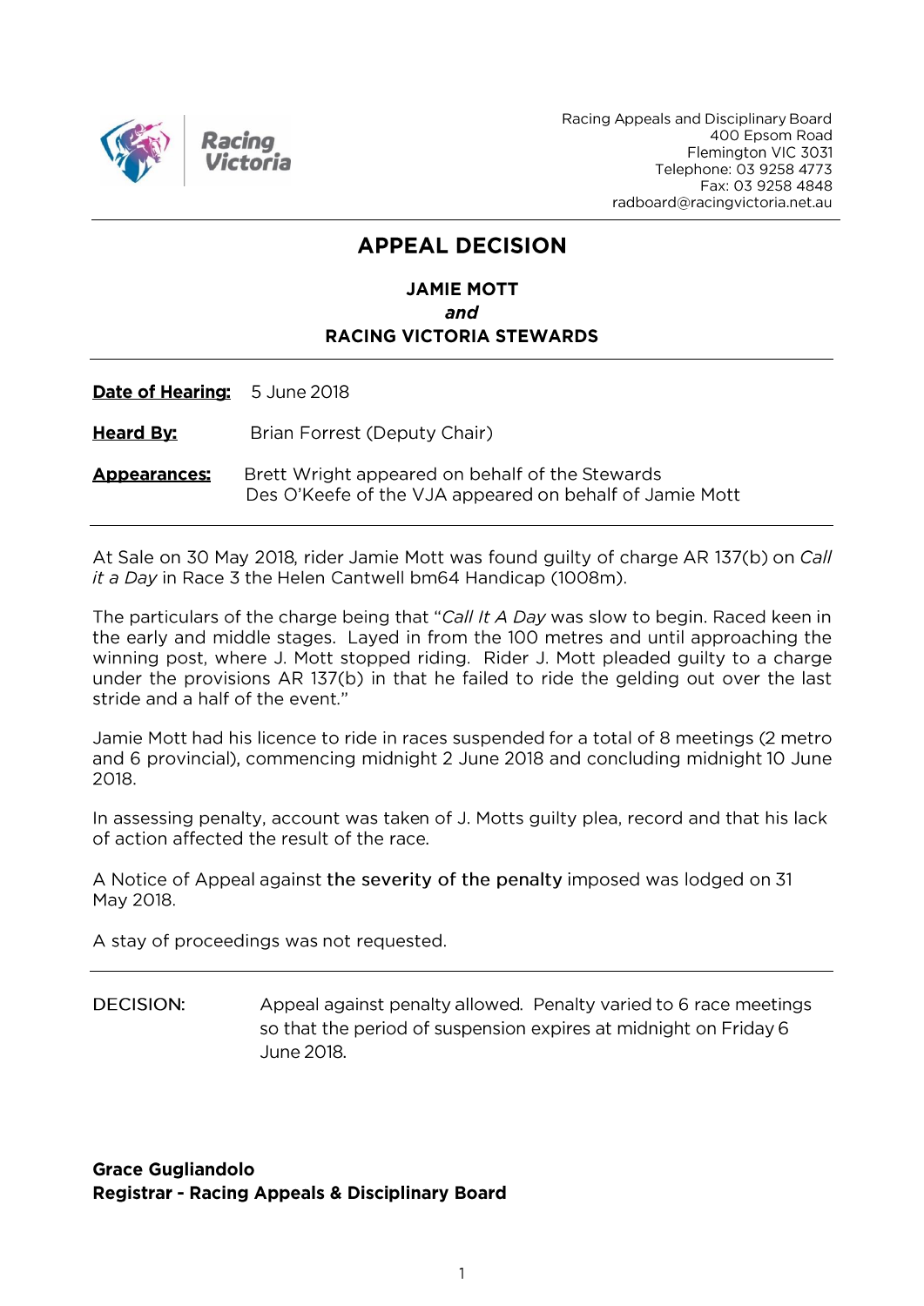Racing Appeals and Disciplinary Board
400 Epsom Road
Flemington VIC 3031
Telephone: 03 9258 4773
Fax: 03 9258 4848
radboard@racingvictoria.net.au

# APPEAL DECISION

**JAMIE MOTT**
***and***
**RACING VICTORIA STEWARDS**

**Date of Hearing:** 5 June 2018

**Heard By:** Brian Forrest (Deputy Chair)

**Appearances:** Brett Wright appeared on behalf of the Stewards
Des O'Keefe of the VJA appeared on behalf of Jamie Mott

At Sale on 30 May 2018, rider Jamie Mott was found guilty of charge AR 137(b) on *Call it a Day* in Race 3 the Helen Cantwell bm64 Handicap (1008m).

The particulars of the charge being that "*Call It A Day* was slow to begin. Raced keen in the early and middle stages. Layed in from the 100 metres and until approaching the winning post, where J. Mott stopped riding. Rider J. Mott pleaded guilty to a charge under the provisions AR 137(b) in that he failed to ride the gelding out over the last stride and a half of the event."

Jamie Mott had his licence to ride in races suspended for a total of 8 meetings (2 metro and 6 provincial), commencing midnight 2 June 2018 and concluding midnight 10 June 2018.

In assessing penalty, account was taken of J. Motts guilty plea, record and that his lack of action affected the result of the race.

A Notice of Appeal against the severity of the penalty imposed was lodged on 31 May 2018.

A stay of proceedings was not requested.

DECISION: Appeal against penalty allowed. Penalty varied to 6 race meetings so that the period of suspension expires at midnight on Friday 6 June 2018.

**Grace Gugliandolo**
**Registrar - Racing Appeals & Disciplinary Board**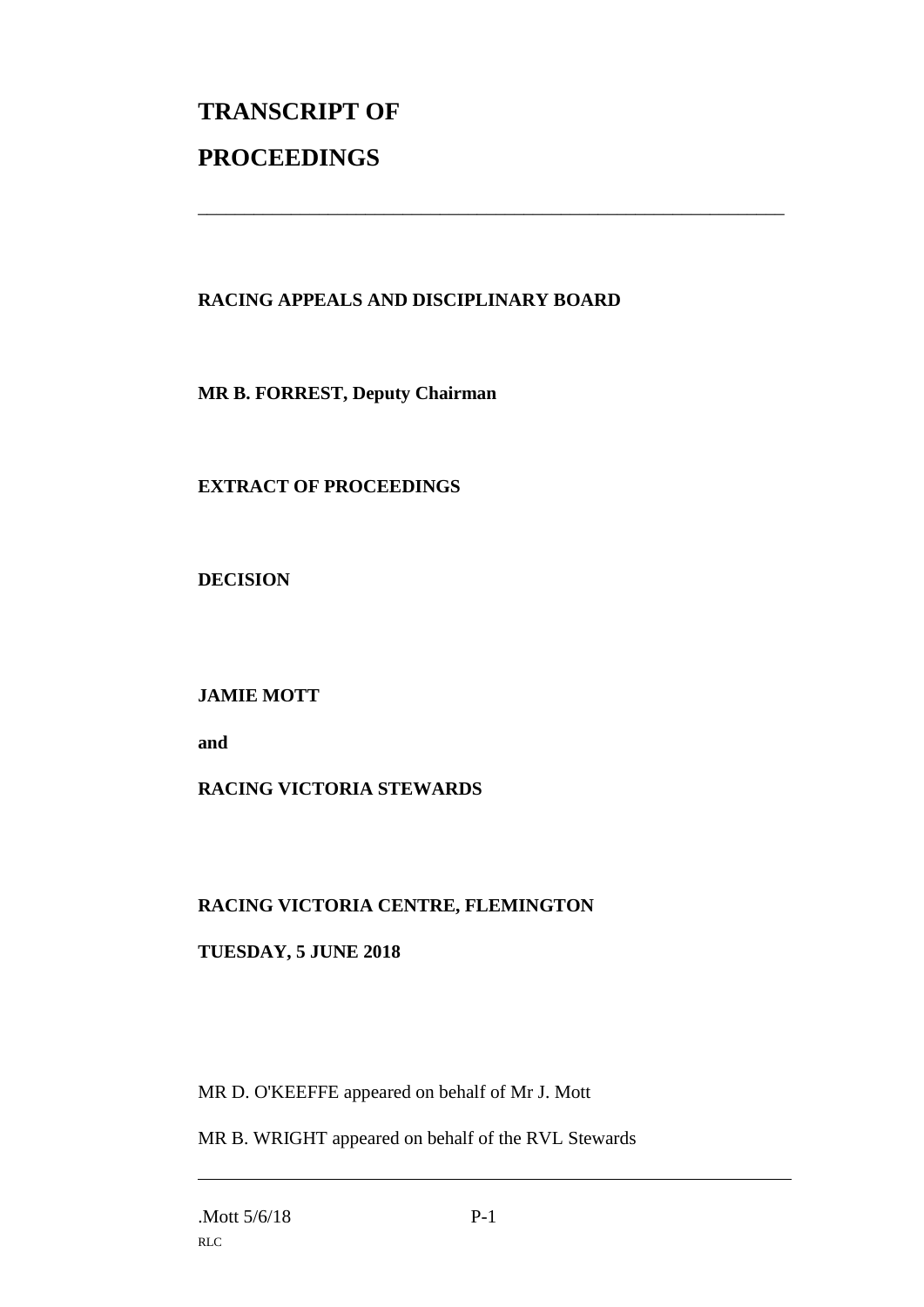# TRANSCRIPT OF PROCEEDINGS

---

**RACING APPEALS AND DISCIPLINARY BOARD**

**MR B. FORREST, Deputy Chairman**

**EXTRACT OF PROCEEDINGS**

**DECISION**

**JAMIE MOTT**

**and**

**RACING VICTORIA STEWARDS**

**RACING VICTORIA CENTRE, FLEMINGTON**

**TUESDAY, 5 JUNE 2018**

MR D. O'KEEFFE appeared on behalf of Mr J. Mott

MR B. WRIGHT appeared on behalf of the RVL Stewards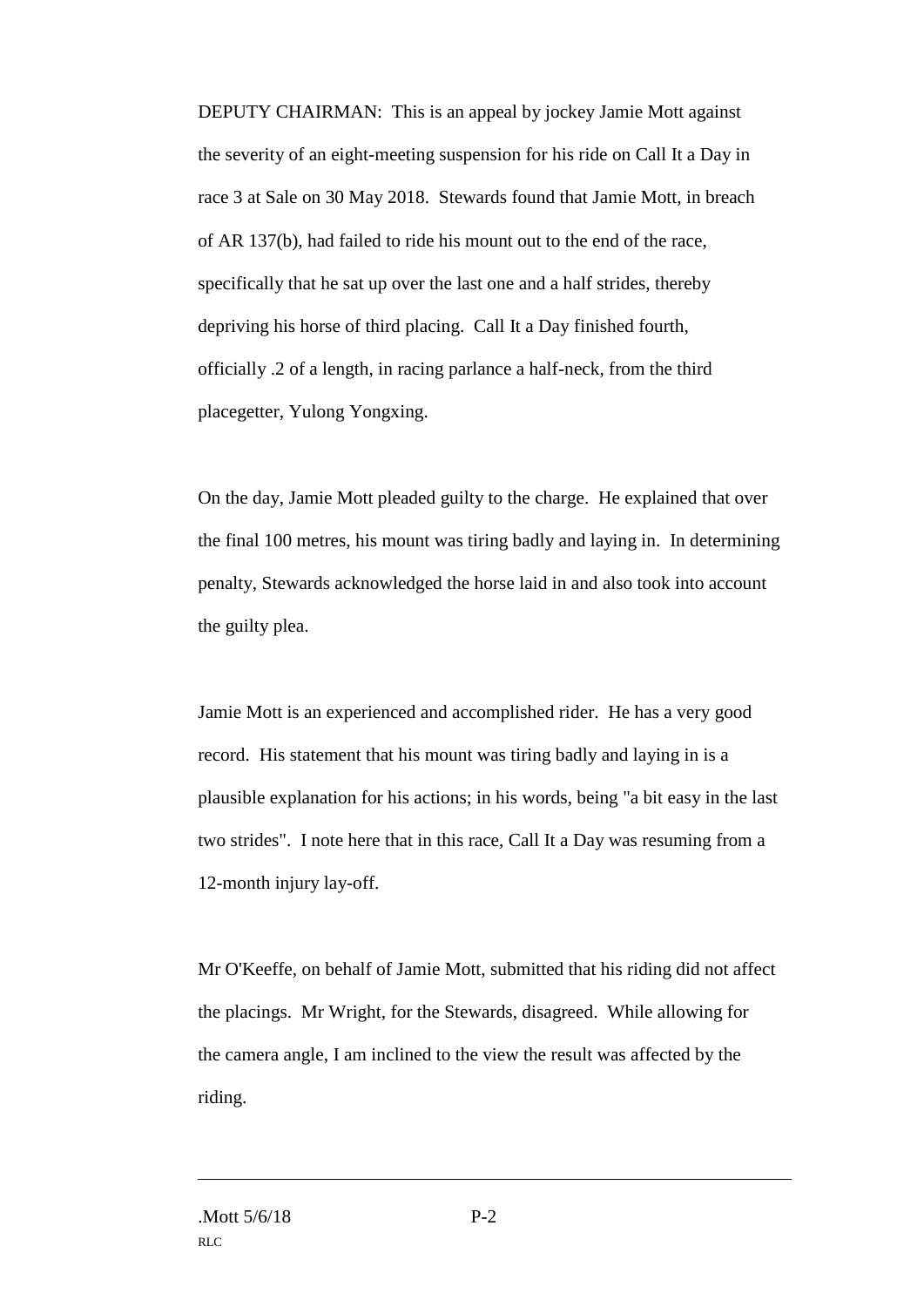DEPUTY CHAIRMAN: This is an appeal by jockey Jamie Mott against the severity of an eight-meeting suspension for his ride on Call It a Day in race 3 at Sale on 30 May 2018. Stewards found that Jamie Mott, in breach of AR 137(b), had failed to ride his mount out to the end of the race, specifically that he sat up over the last one and a half strides, thereby depriving his horse of third placing. Call It a Day finished fourth, officially .2 of a length, in racing parlance a half-neck, from the third placegetter, Yulong Yongxing.

On the day, Jamie Mott pleaded guilty to the charge. He explained that over the final 100 metres, his mount was tiring badly and laying in. In determining penalty, Stewards acknowledged the horse laid in and also took into account the guilty plea.

Jamie Mott is an experienced and accomplished rider. He has a very good record. His statement that his mount was tiring badly and laying in is a plausible explanation for his actions; in his words, being "a bit easy in the last two strides". I note here that in this race, Call It a Day was resuming from a 12-month injury lay-off.

Mr O'Keeffe, on behalf of Jamie Mott, submitted that his riding did not affect the placings. Mr Wright, for the Stewards, disagreed. While allowing for the camera angle, I am inclined to the view the result was affected by the riding.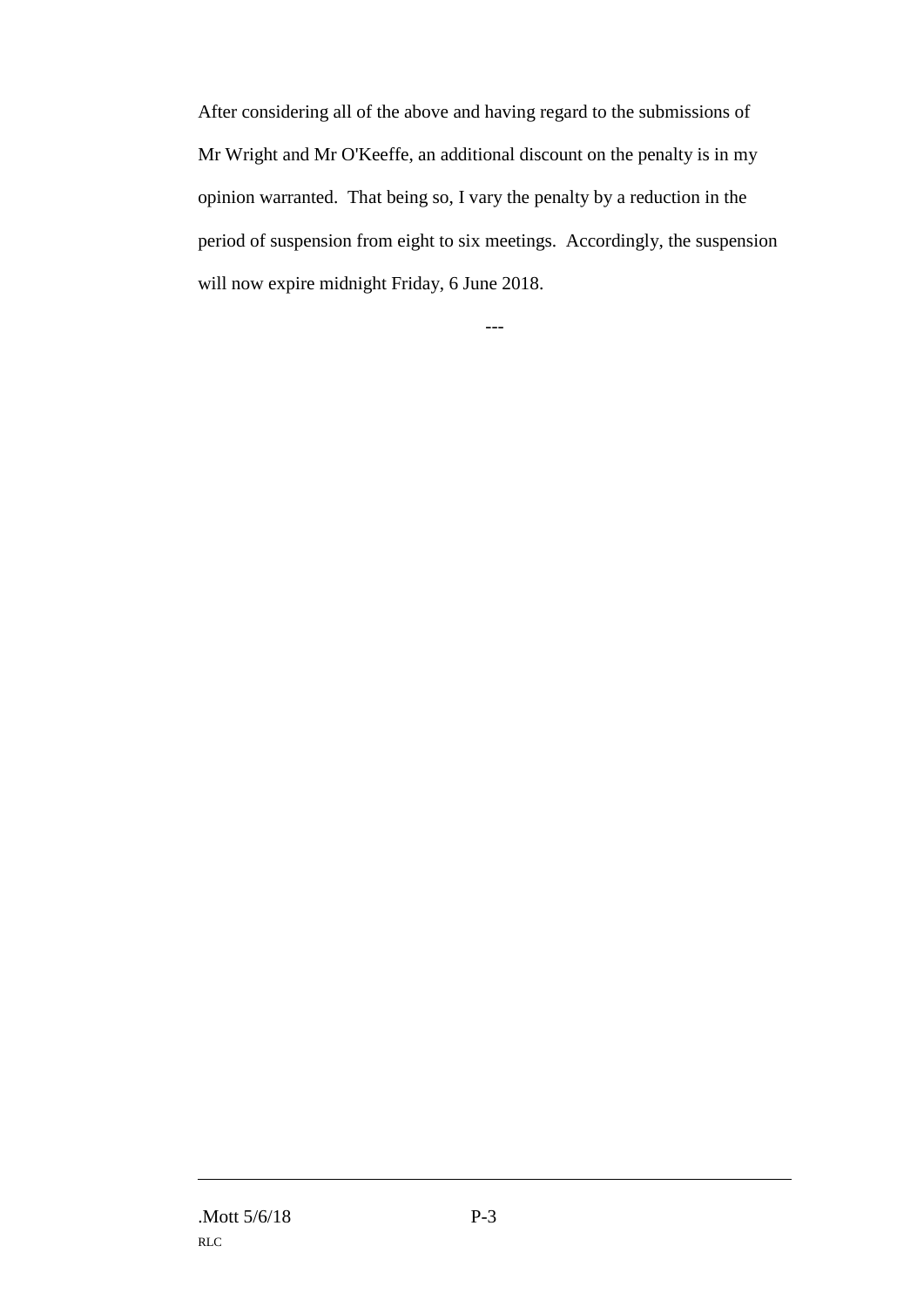After considering all of the above and having regard to the submissions of Mr Wright and Mr O'Keeffe, an additional discount on the penalty is in my opinion warranted. That being so, I vary the penalty by a reduction in the period of suspension from eight to six meetings. Accordingly, the suspension will now expire midnight Friday, 6 June 2018.

---